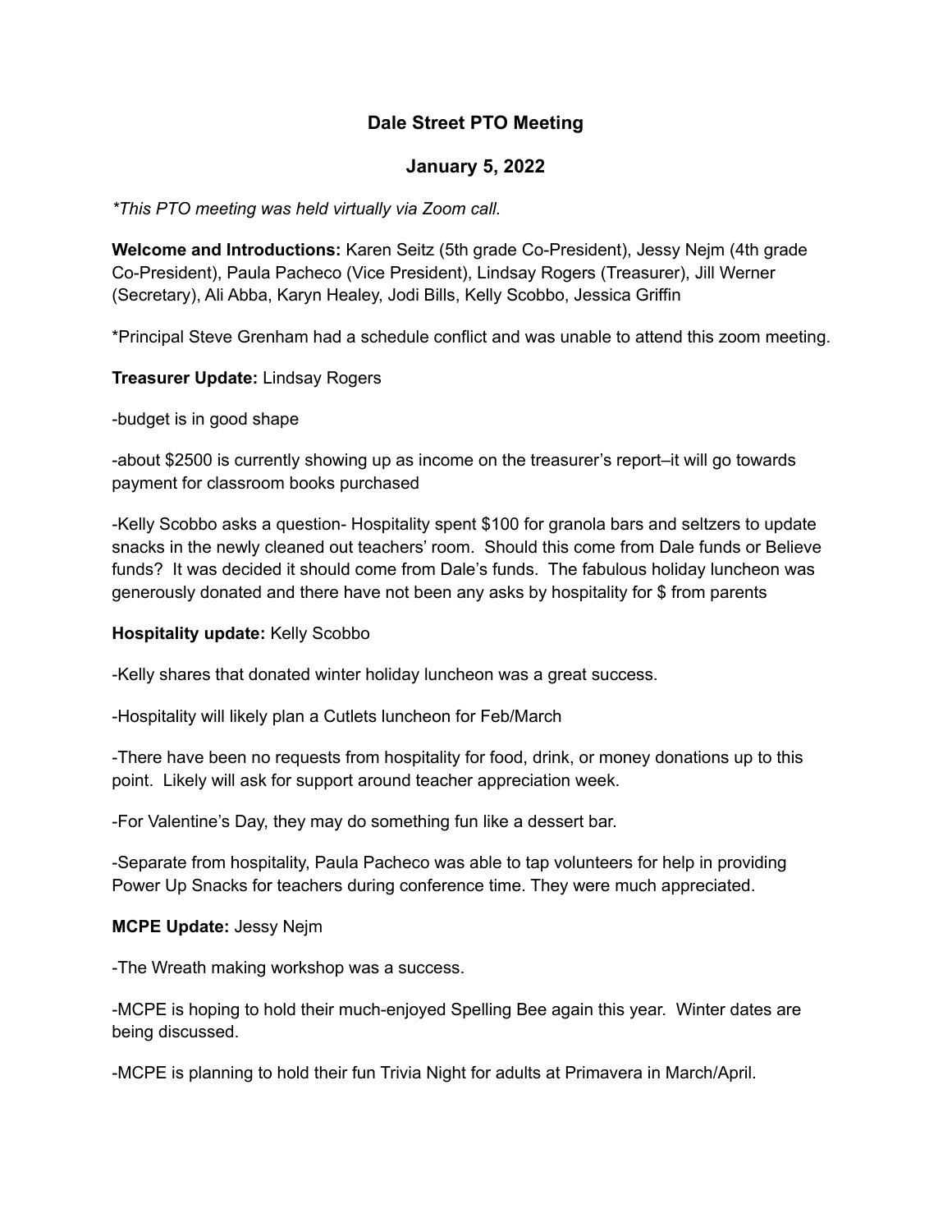# Dale Street PTO Meeting

## January 5, 2022

*\*This PTO meeting was held virtually via Zoom call.*

**Welcome and Introductions:** Karen Seitz (5th grade Co-President), Jessy Nejm (4th grade Co-President), Paula Pacheco (Vice President), Lindsay Rogers (Treasurer), Jill Werner (Secretary), Ali Abba, Karyn Healey, Jodi Bills, Kelly Scobbo, Jessica Griffin

*Principal Steve Grenham had a schedule conflict and was unable to attend this zoom meeting.

**Treasurer Update:** Lindsay Rogers

-budget is in good shape

-about $2500 is currently showing up as income on the treasurer's report–it will go towards payment for classroom books purchased

-Kelly Scobbo asks a question- Hospitality spent $100 for granola bars and seltzers to update snacks in the newly cleaned out teachers' room. Should this come from Dale funds or Believe funds? It was decided it should come from Dale's funds. The fabulous holiday luncheon was generously donated and there have not been any asks by hospitality for $ from parents

**Hospitality update:** Kelly Scobbo

-Kelly shares that donated winter holiday luncheon was a great success.

-Hospitality will likely plan a Cutlets luncheon for Feb/March

-There have been no requests from hospitality for food, drink, or money donations up to this point. Likely will ask for support around teacher appreciation week.

-For Valentine's Day, they may do something fun like a dessert bar.

-Separate from hospitality, Paula Pacheco was able to tap volunteers for help in providing Power Up Snacks for teachers during conference time. They were much appreciated.

**MCPE Update:** Jessy Nejm

-The Wreath making workshop was a success.

-MCPE is hoping to hold their much-enjoyed Spelling Bee again this year. Winter dates are being discussed.

-MCPE is planning to hold their fun Trivia Night for adults at Primavera in March/April.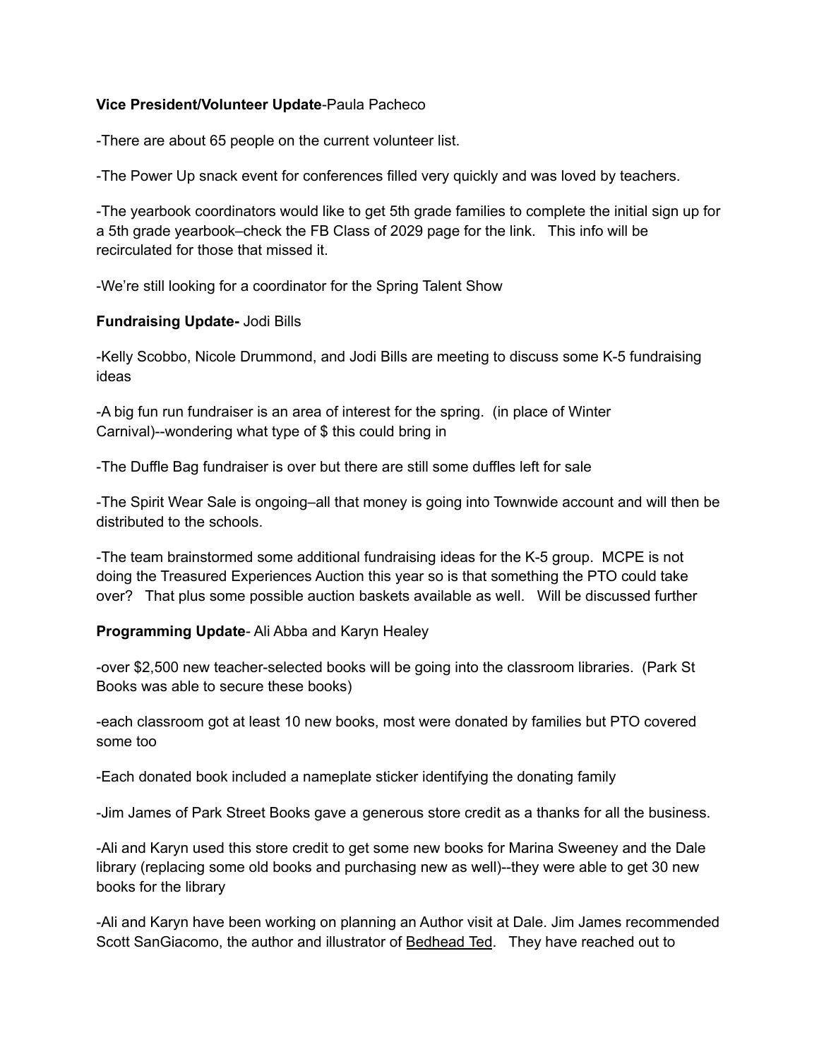**Vice President/Volunteer Update**-Paula Pacheco

-There are about 65 people on the current volunteer list.

-The Power Up snack event for conferences filled very quickly and was loved by teachers.

-The yearbook coordinators would like to get 5th grade families to complete the initial sign up for a 5th grade yearbook–check the FB Class of 2029 page for the link. This info will be recirculated for those that missed it.

-We're still looking for a coordinator for the Spring Talent Show

**Fundraising Update-** Jodi Bills

-Kelly Scobbo, Nicole Drummond, and Jodi Bills are meeting to discuss some K-5 fundraising ideas

-A big fun run fundraiser is an area of interest for the spring. (in place of Winter Carnival)--wondering what type of $ this could bring in

-The Duffle Bag fundraiser is over but there are still some duffles left for sale

-The Spirit Wear Sale is ongoing–all that money is going into Townwide account and will then be distributed to the schools.

-The team brainstormed some additional fundraising ideas for the K-5 group. MCPE is not doing the Treasured Experiences Auction this year so is that something the PTO could take over? That plus some possible auction baskets available as well. Will be discussed further

**Programming Update**- Ali Abba and Karyn Healey

-over $2,500 new teacher-selected books will be going into the classroom libraries. (Park St Books was able to secure these books)

-each classroom got at least 10 new books, most were donated by families but PTO covered some too

-Each donated book included a nameplate sticker identifying the donating family

-Jim James of Park Street Books gave a generous store credit as a thanks for all the business.

-Ali and Karyn used this store credit to get some new books for Marina Sweeney and the Dale library (replacing some old books and purchasing new as well)--they were able to get 30 new books for the library

-Ali and Karyn have been working on planning an Author visit at Dale. Jim James recommended Scott SanGiacomo, the author and illustrator of Bedhead Ted. They have reached out to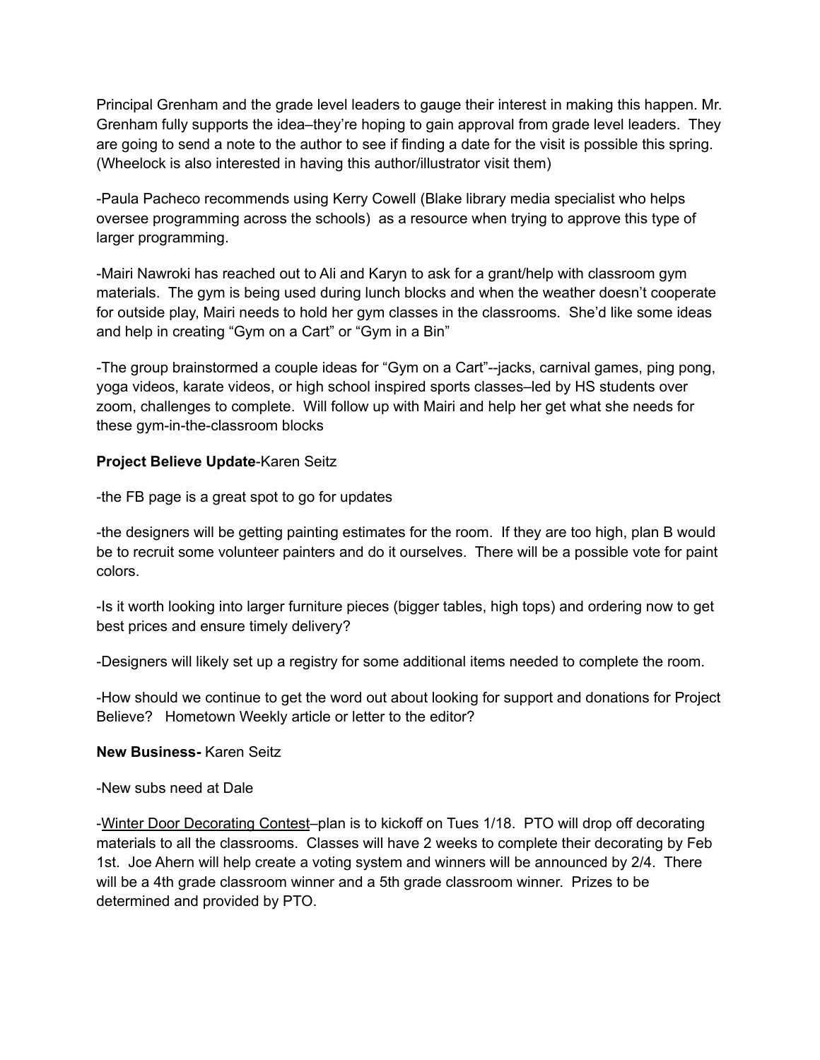Principal Grenham and the grade level leaders to gauge their interest in making this happen. Mr. Grenham fully supports the idea–they're hoping to gain approval from grade level leaders. They are going to send a note to the author to see if finding a date for the visit is possible this spring. (Wheelock is also interested in having this author/illustrator visit them)

-Paula Pacheco recommends using Kerry Cowell (Blake library media specialist who helps oversee programming across the schools) as a resource when trying to approve this type of larger programming.

-Mairi Nawroki has reached out to Ali and Karyn to ask for a grant/help with classroom gym materials. The gym is being used during lunch blocks and when the weather doesn't cooperate for outside play, Mairi needs to hold her gym classes in the classrooms. She'd like some ideas and help in creating "Gym on a Cart" or "Gym in a Bin"

-The group brainstormed a couple ideas for "Gym on a Cart"--jacks, carnival games, ping pong, yoga videos, karate videos, or high school inspired sports classes–led by HS students over zoom, challenges to complete. Will follow up with Mairi and help her get what she needs for these gym-in-the-classroom blocks

**Project Believe Update**-Karen Seitz

-the FB page is a great spot to go for updates

-the designers will be getting painting estimates for the room. If they are too high, plan B would be to recruit some volunteer painters and do it ourselves. There will be a possible vote for paint colors.

-Is it worth looking into larger furniture pieces (bigger tables, high tops) and ordering now to get best prices and ensure timely delivery?

-Designers will likely set up a registry for some additional items needed to complete the room.

-How should we continue to get the word out about looking for support and donations for Project Believe? Hometown Weekly article or letter to the editor?

**New Business-** Karen Seitz

-New subs need at Dale

-<u>Winter Door Decorating Contest</u>–plan is to kickoff on Tues 1/18. PTO will drop off decorating materials to all the classrooms. Classes will have 2 weeks to complete their decorating by Feb 1st. Joe Ahern will help create a voting system and winners will be announced by 2/4. There will be a 4th grade classroom winner and a 5th grade classroom winner. Prizes to be determined and provided by PTO.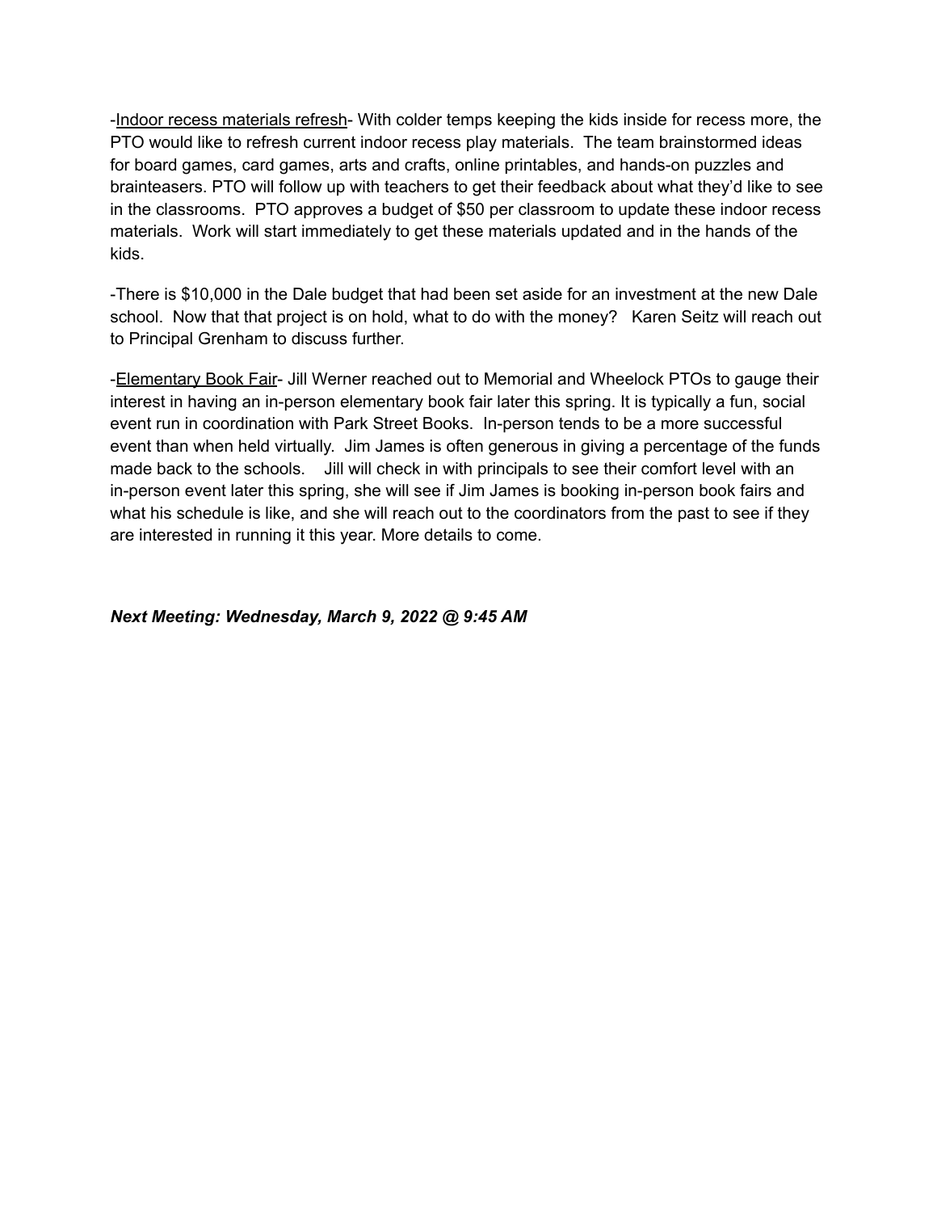-<u>Indoor recess materials refresh</u>- With colder temps keeping the kids inside for recess more, the PTO would like to refresh current indoor recess play materials. The team brainstormed ideas for board games, card games, arts and crafts, online printables, and hands-on puzzles and brainteasers. PTO will follow up with teachers to get their feedback about what they'd like to see in the classrooms. PTO approves a budget of $50 per classroom to update these indoor recess materials. Work will start immediately to get these materials updated and in the hands of the kids.

-There is $10,000 in the Dale budget that had been set aside for an investment at the new Dale school. Now that that project is on hold, what to do with the money? Karen Seitz will reach out to Principal Grenham to discuss further.

-<u>Elementary Book Fair</u>- Jill Werner reached out to Memorial and Wheelock PTOs to gauge their interest in having an in-person elementary book fair later this spring. It is typically a fun, social event run in coordination with Park Street Books. In-person tends to be a more successful event than when held virtually. Jim James is often generous in giving a percentage of the funds made back to the schools. Jill will check in with principals to see their comfort level with an in-person event later this spring, she will see if Jim James is booking in-person book fairs and what his schedule is like, and she will reach out to the coordinators from the past to see if they are interested in running it this year. More details to come.

***Next Meeting: Wednesday, March 9, 2022 @ 9:45 AM***